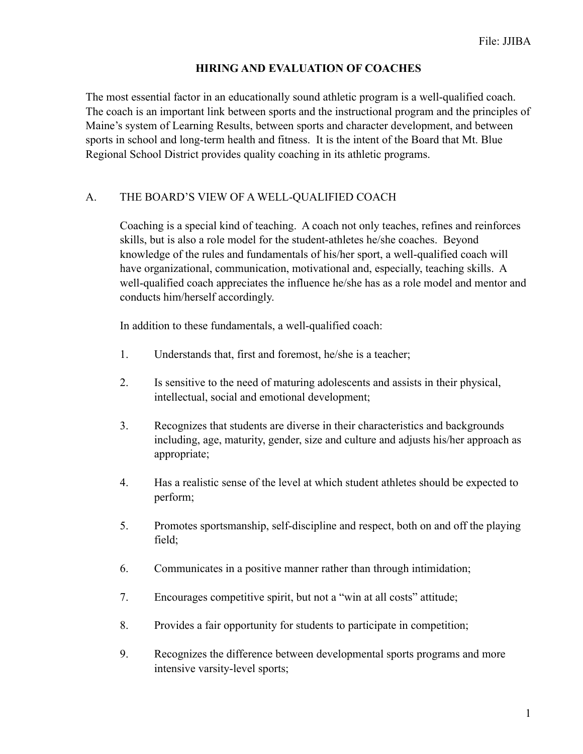File: JJIBA

# HIRING AND EVALUATION OF COACHES

The most essential factor in an educationally sound athletic program is a well-qualified coach. The coach is an important link between sports and the instructional program and the principles of Maine's system of Learning Results, between sports and character development, and between sports in school and long-term health and fitness. It is the intent of the Board that Mt. Blue Regional School District provides quality coaching in its athletic programs.

## A. THE BOARD'S VIEW OF A WELL-QUALIFIED COACH

Coaching is a special kind of teaching. A coach not only teaches, refines and reinforces skills, but is also a role model for the student-athletes he/she coaches. Beyond knowledge of the rules and fundamentals of his/her sport, a well-qualified coach will have organizational, communication, motivational and, especially, teaching skills. A well-qualified coach appreciates the influence he/she has as a role model and mentor and conducts him/herself accordingly.

In addition to these fundamentals, a well-qualified coach:

1. Understands that, first and foremost, he/she is a teacher;
2. Is sensitive to the need of maturing adolescents and assists in their physical, intellectual, social and emotional development;
3. Recognizes that students are diverse in their characteristics and backgrounds including, age, maturity, gender, size and culture and adjusts his/her approach as appropriate;
4. Has a realistic sense of the level at which student athletes should be expected to perform;
5. Promotes sportsmanship, self-discipline and respect, both on and off the playing field;
6. Communicates in a positive manner rather than through intimidation;
7. Encourages competitive spirit, but not a "win at all costs" attitude;
8. Provides a fair opportunity for students to participate in competition;
9. Recognizes the difference between developmental sports programs and more intensive varsity-level sports;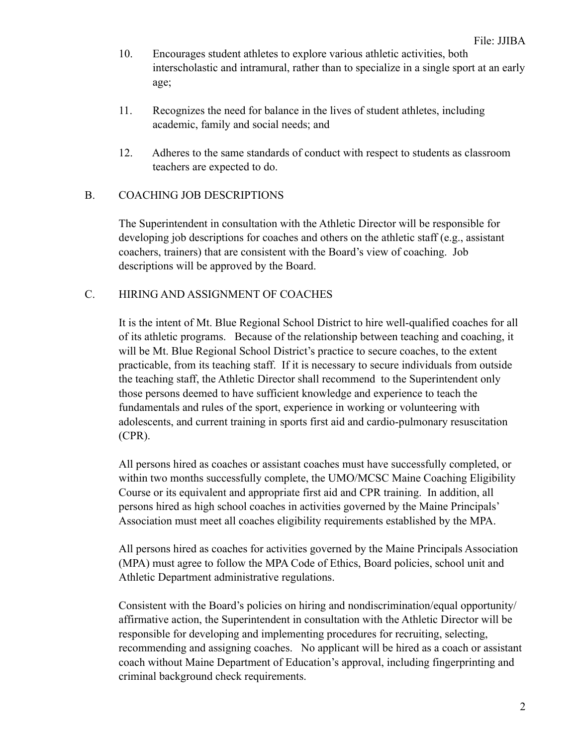10. Encourages student athletes to explore various athletic activities, both interscholastic and intramural, rather than to specialize in a single sport at an early age;

11. Recognizes the need for balance in the lives of student athletes, including academic, family and social needs; and

12. Adheres to the same standards of conduct with respect to students as classroom teachers are expected to do.

## B. COACHING JOB DESCRIPTIONS

The Superintendent in consultation with the Athletic Director will be responsible for developing job descriptions for coaches and others on the athletic staff (e.g., assistant coachers, trainers) that are consistent with the Board's view of coaching. Job descriptions will be approved by the Board.

## C. HIRING AND ASSIGNMENT OF COACHES

It is the intent of Mt. Blue Regional School District to hire well-qualified coaches for all of its athletic programs. Because of the relationship between teaching and coaching, it will be Mt. Blue Regional School District's practice to secure coaches, to the extent practicable, from its teaching staff. If it is necessary to secure individuals from outside the teaching staff, the Athletic Director shall recommend to the Superintendent only those persons deemed to have sufficient knowledge and experience to teach the fundamentals and rules of the sport, experience in working or volunteering with adolescents, and current training in sports first aid and cardio-pulmonary resuscitation (CPR).

All persons hired as coaches or assistant coaches must have successfully completed, or within two months successfully complete, the UMO/MCSC Maine Coaching Eligibility Course or its equivalent and appropriate first aid and CPR training. In addition, all persons hired as high school coaches in activities governed by the Maine Principals' Association must meet all coaches eligibility requirements established by the MPA.

All persons hired as coaches for activities governed by the Maine Principals Association (MPA) must agree to follow the MPA Code of Ethics, Board policies, school unit and Athletic Department administrative regulations.

Consistent with the Board's policies on hiring and nondiscrimination/equal opportunity/ affirmative action, the Superintendent in consultation with the Athletic Director will be responsible for developing and implementing procedures for recruiting, selecting, recommending and assigning coaches. No applicant will be hired as a coach or assistant coach without Maine Department of Education's approval, including fingerprinting and criminal background check requirements.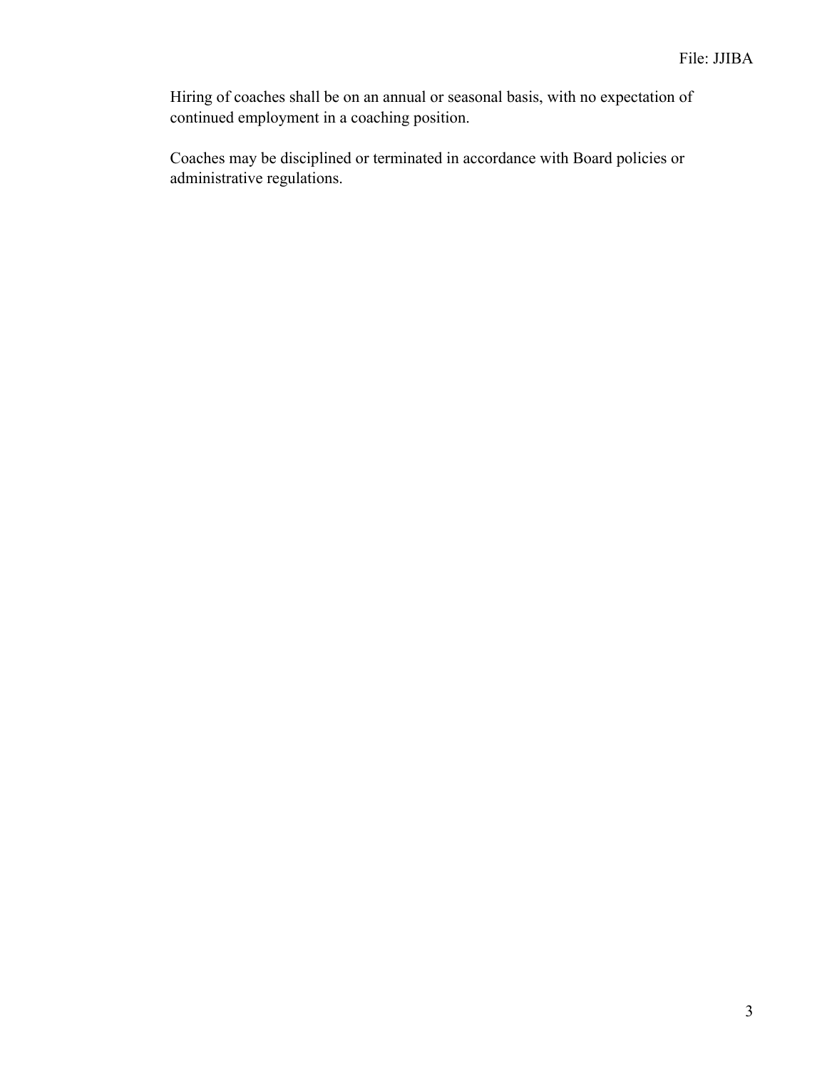Hiring of coaches shall be on an annual or seasonal basis, with no expectation of continued employment in a coaching position.

Coaches may be disciplined or terminated in accordance with Board policies or administrative regulations.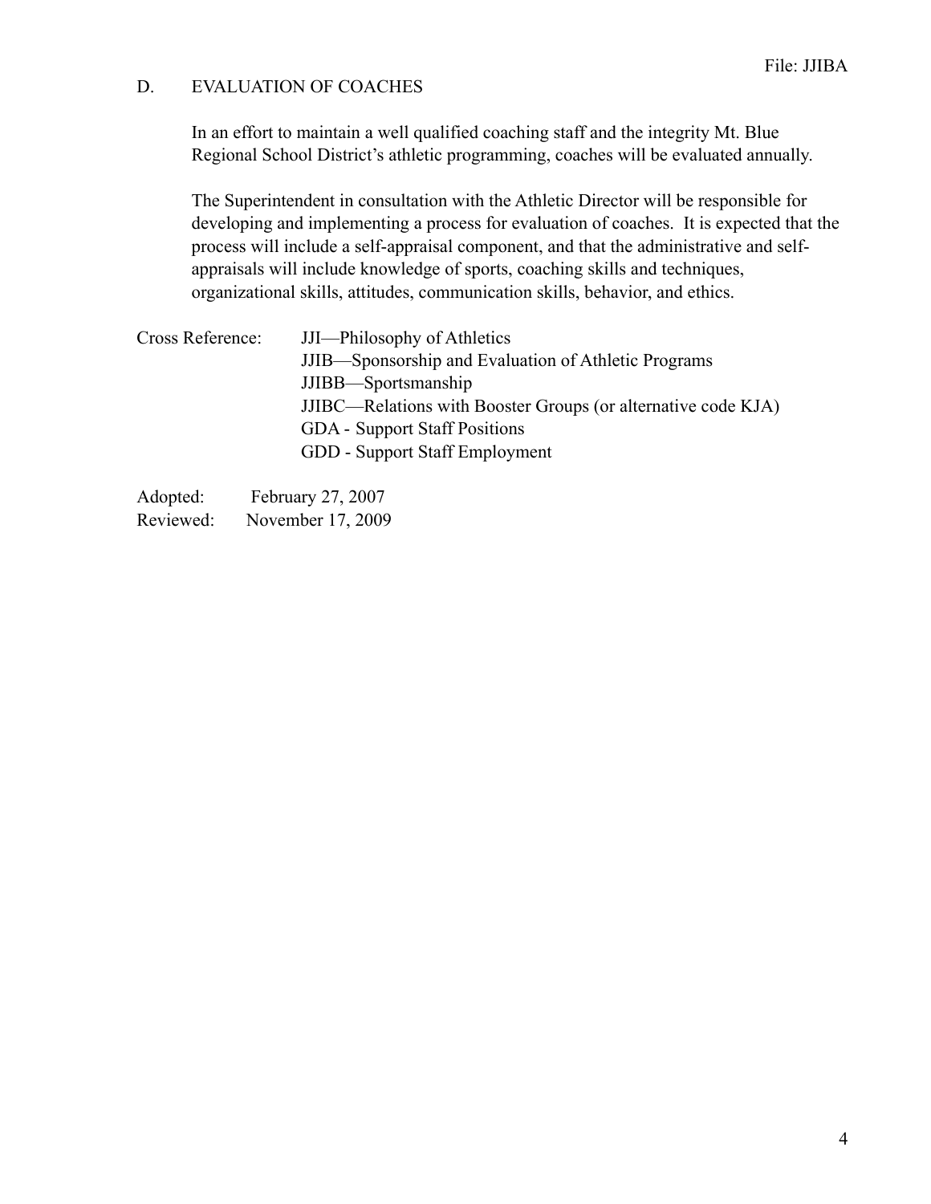File: JJIBA

## D. EVALUATION OF COACHES

In an effort to maintain a well qualified coaching staff and the integrity Mt. Blue Regional School District's athletic programming, coaches will be evaluated annually.

The Superintendent in consultation with the Athletic Director will be responsible for developing and implementing a process for evaluation of coaches. It is expected that the process will include a self-appraisal component, and that the administrative and self-appraisals will include knowledge of sports, coaching skills and techniques, organizational skills, attitudes, communication skills, behavior, and ethics.

Cross Reference:
JJI—Philosophy of Athletics
JJIB—Sponsorship and Evaluation of Athletic Programs
JJIBB—Sportsmanship
JJIBC—Relations with Booster Groups (or alternative code KJA)
GDA - Support Staff Positions
GDD - Support Staff Employment

Adopted: February 27, 2007
Reviewed: November 17, 2009